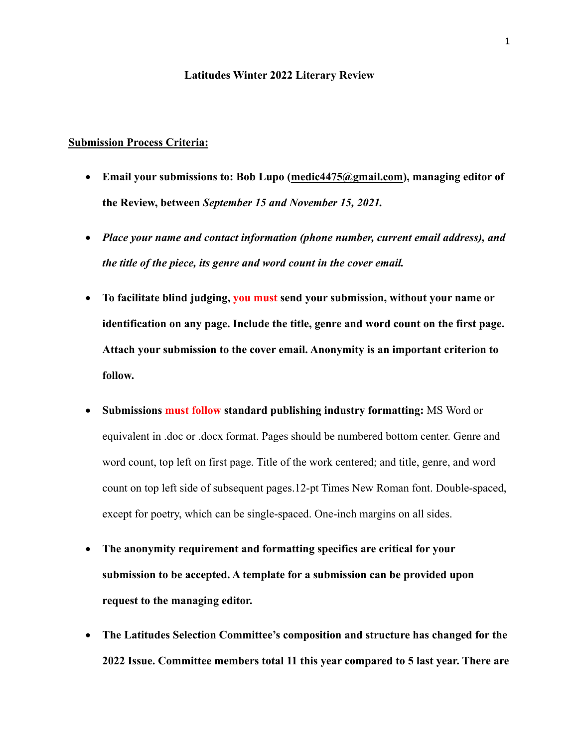**Latitudes Winter 2022 Literary Review**

**Submission Process Criteria:**

- **Email your submissions to: Bob Lupo (medic4475@gmail.com), managing editor of the Review, between *September 15 and November 15, 2021.***
- ***Place your name and contact information (phone number, current email address), and the title of the piece, its genre and word count in the cover email.***
- **To facilitate blind judging, you must send your submission, without your name or identification on any page. Include the title, genre and word count on the first page. Attach your submission to the cover email. Anonymity is an important criterion to follow.**
- **Submissions must follow standard publishing industry formatting:** MS Word or equivalent in .doc or .docx format. Pages should be numbered bottom center. Genre and word count, top left on first page. Title of the work centered; and title, genre, and word count on top left side of subsequent pages.12-pt Times New Roman font. Double-spaced, except for poetry, which can be single-spaced. One-inch margins on all sides.
- **The anonymity requirement and formatting specifics are critical for your submission to be accepted. A template for a submission can be provided upon request to the managing editor.**
- **The Latitudes Selection Committee's composition and structure has changed for the 2022 Issue. Committee members total 11 this year compared to 5 last year. There are**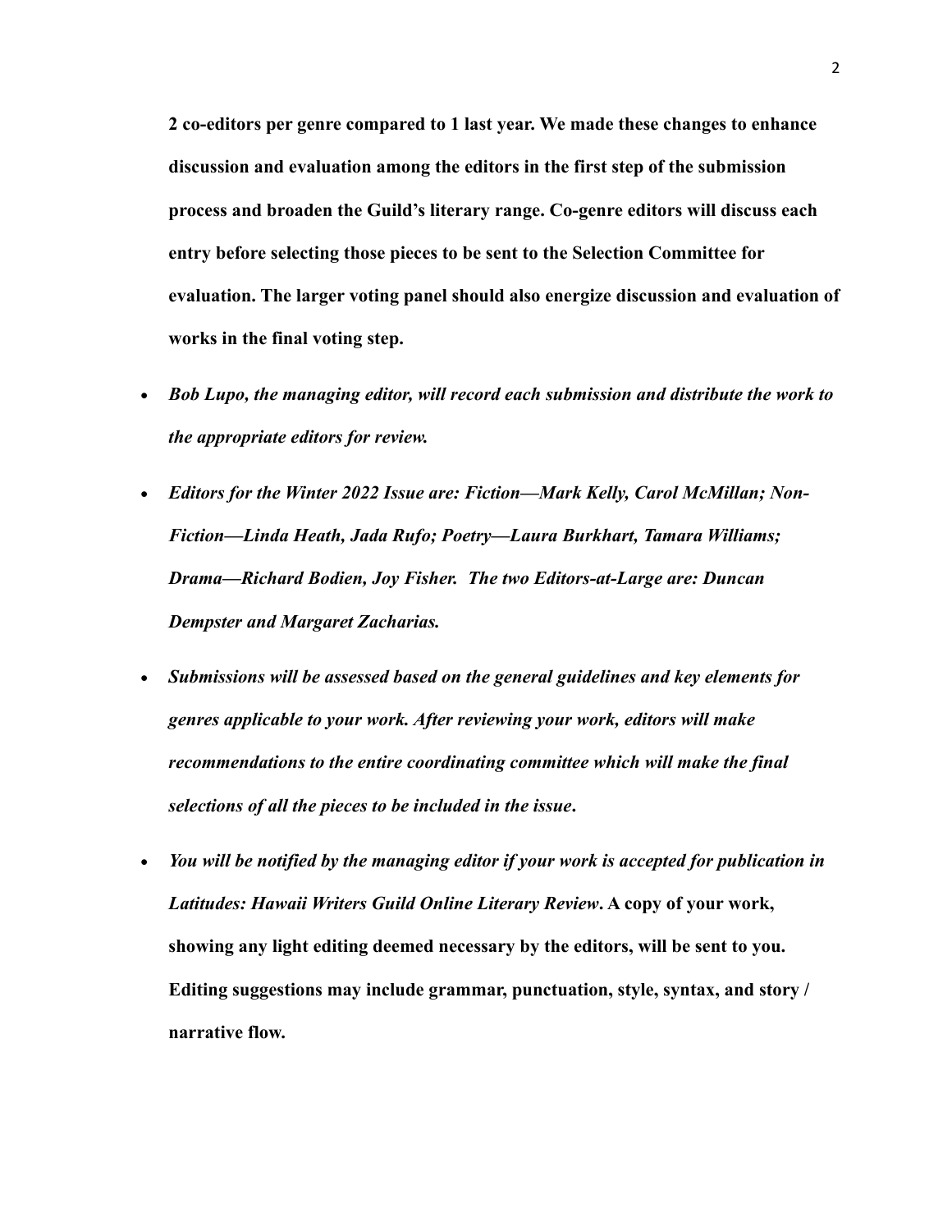**2 co-editors per genre compared to 1 last year. We made these changes to enhance discussion and evaluation among the editors in the first step of the submission process and broaden the Guild's literary range. Co-genre editors will discuss each entry before selecting those pieces to be sent to the Selection Committee for evaluation. The larger voting panel should also energize discussion and evaluation of works in the final voting step.**

- ***Bob Lupo, the managing editor, will record each submission and distribute the work to the appropriate editors for review.***
- ***Editors for the Winter 2022 Issue are: Fiction—Mark Kelly, Carol McMillan; Non-Fiction—Linda Heath, Jada Rufo; Poetry—Laura Burkhart, Tamara Williams; Drama—Richard Bodien, Joy Fisher. The two Editors-at-Large are: Duncan Dempster and Margaret Zacharias.***
- ***Submissions will be assessed based on the general guidelines and key elements for genres applicable to your work. After reviewing your work, editors will make recommendations to the entire coordinating committee which will make the final selections of all the pieces to be included in the issue*.**
- ***You will be notified by the managing editor if your work is accepted for publication in Latitudes: Hawaii Writers Guild Online Literary Review*. A copy of your work, showing any light editing deemed necessary by the editors, will be sent to you. Editing suggestions may include grammar, punctuation, style, syntax, and story / narrative flow.**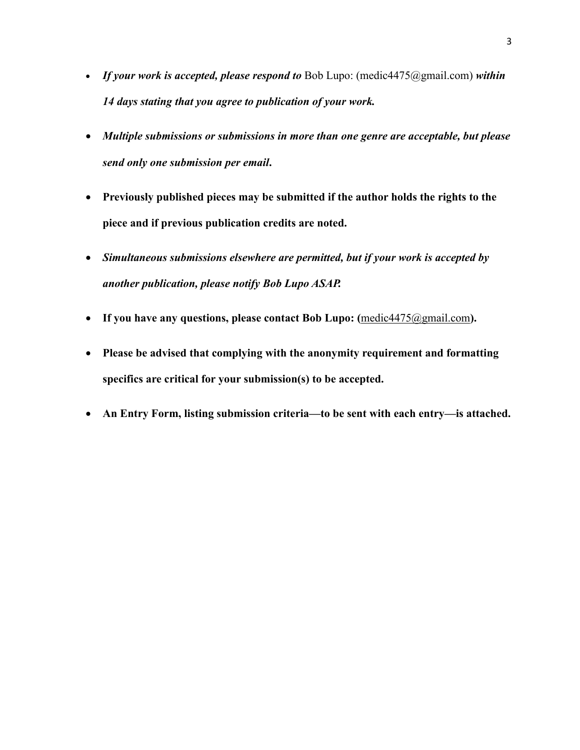- ***If your work is accepted, please respond to*** Bob Lupo: (medic4475@gmail.com) ***within 14 days stating that you agree to publication of your work.***

- ***Multiple submissions or submissions in more than one genre are acceptable, but please send only one submission per email.***

- **Previously published pieces may be submitted if the author holds the rights to the piece and if previous publication credits are noted.**

- ***Simultaneous submissions elsewhere are permitted, but if your work is accepted by another publication, please notify Bob Lupo ASAP.***

- **If you have any questions, please contact Bob Lupo: (**medic4475@gmail.com**).**

- **Please be advised that complying with the anonymity requirement and formatting specifics are critical for your submission(s) to be accepted.**

- **An Entry Form, listing submission criteria—to be sent with each entry—is attached.**